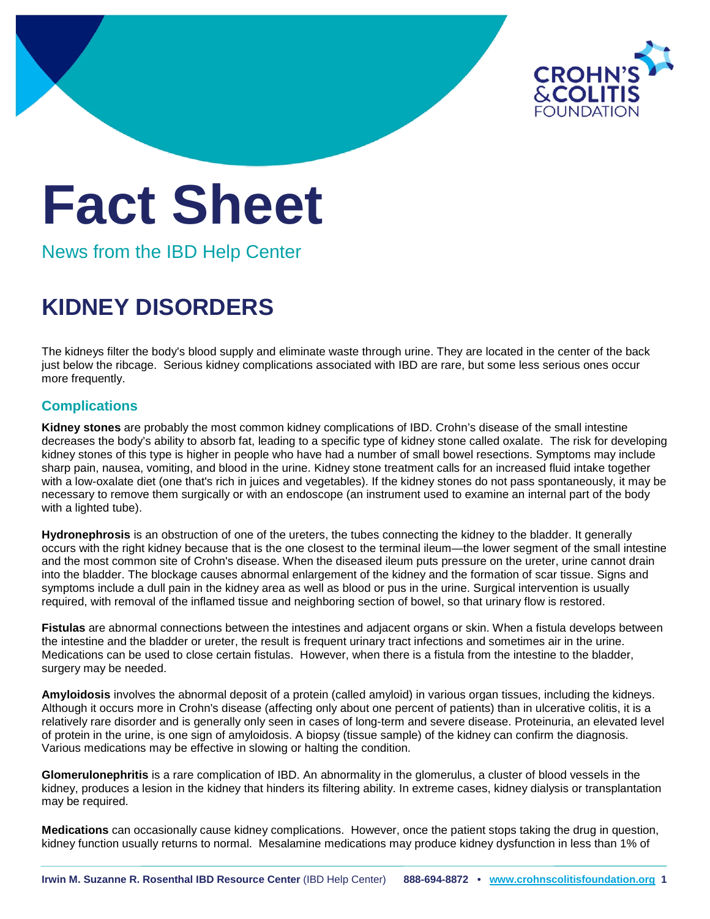# Fact Sheet

News from the IBD Help Center

## KIDNEY DISORDERS

The kidneys filter the body's blood supply and eliminate waste through urine. They are located in the center of the back just below the ribcage. Serious kidney complications associated with IBD are rare, but some less serious ones occur more frequently.

### Complications

**Kidney stones** are probably the most common kidney complications of IBD. Crohn's disease of the small intestine decreases the body's ability to absorb fat, leading to a specific type of kidney stone called oxalate. The risk for developing kidney stones of this type is higher in people who have had a number of small bowel resections. Symptoms may include sharp pain, nausea, vomiting, and blood in the urine. Kidney stone treatment calls for an increased fluid intake together with a low-oxalate diet (one that's rich in juices and vegetables). If the kidney stones do not pass spontaneously, it may be necessary to remove them surgically or with an endoscope (an instrument used to examine an internal part of the body with a lighted tube).

**Hydronephrosis** is an obstruction of one of the ureters, the tubes connecting the kidney to the bladder. It generally occurs with the right kidney because that is the one closest to the terminal ileum—the lower segment of the small intestine and the most common site of Crohn's disease. When the diseased ileum puts pressure on the ureter, urine cannot drain into the bladder. The blockage causes abnormal enlargement of the kidney and the formation of scar tissue. Signs and symptoms include a dull pain in the kidney area as well as blood or pus in the urine. Surgical intervention is usually required, with removal of the inflamed tissue and neighboring section of bowel, so that urinary flow is restored.

**Fistulas** are abnormal connections between the intestines and adjacent organs or skin. When a fistula develops between the intestine and the bladder or ureter, the result is frequent urinary tract infections and sometimes air in the urine. Medications can be used to close certain fistulas. However, when there is a fistula from the intestine to the bladder, surgery may be needed.

**Amyloidosis** involves the abnormal deposit of a protein (called amyloid) in various organ tissues, including the kidneys. Although it occurs more in Crohn's disease (affecting only about one percent of patients) than in ulcerative colitis, it is a relatively rare disorder and is generally only seen in cases of long-term and severe disease. Proteinuria, an elevated level of protein in the urine, is one sign of amyloidosis. A biopsy (tissue sample) of the kidney can confirm the diagnosis. Various medications may be effective in slowing or halting the condition.

**Glomerulonephritis** is a rare complication of IBD. An abnormality in the glomerulus, a cluster of blood vessels in the kidney, produces a lesion in the kidney that hinders its filtering ability. In extreme cases, kidney dialysis or transplantation may be required.

**Medications** can occasionally cause kidney complications. However, once the patient stops taking the drug in question, kidney function usually returns to normal. Mesalamine medications may produce kidney dysfunction in less than 1% of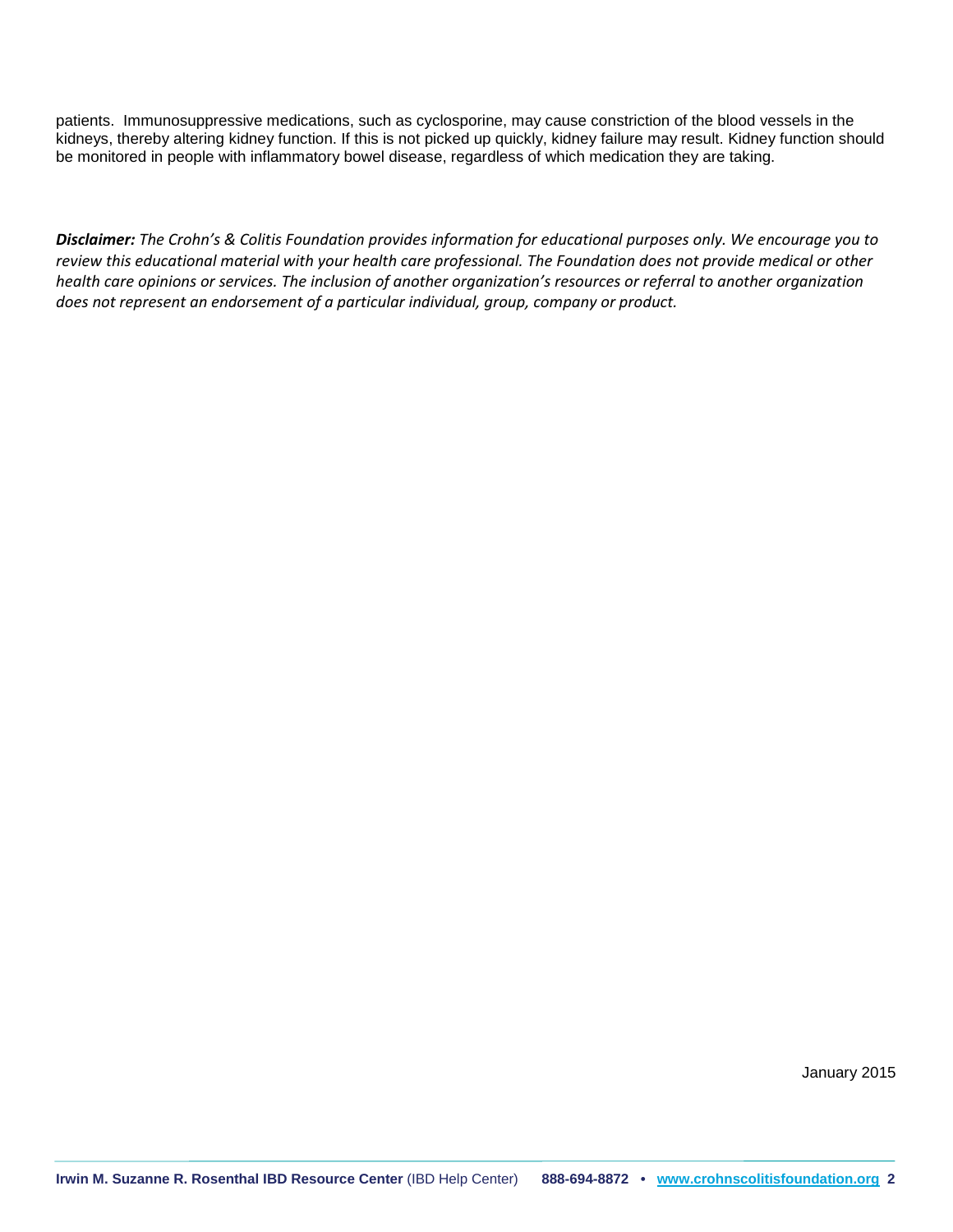patients. Immunosuppressive medications, such as cyclosporine, may cause constriction of the blood vessels in the kidneys, thereby altering kidney function. If this is not picked up quickly, kidney failure may result. Kidney function should be monitored in people with inflammatory bowel disease, regardless of which medication they are taking.

***Disclaimer:*** *The Crohn's & Colitis Foundation provides information for educational purposes only. We encourage you to review this educational material with your health care professional. The Foundation does not provide medical or other health care opinions or services. The inclusion of another organization's resources or referral to another organization does not represent an endorsement of a particular individual, group, company or product.*

January 2015